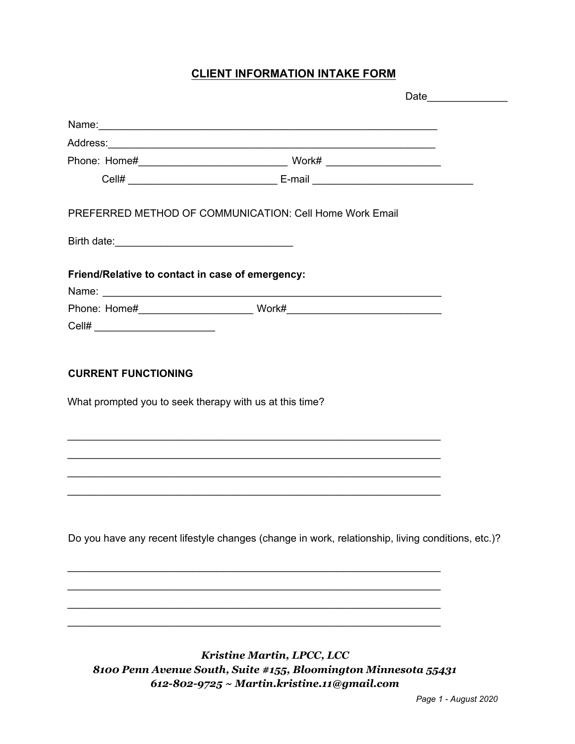# CLIENT INFORMATION INTAKE FORM

Date______________

Name:___________________________________________________________

Address:_________________________________________________________

Phone: Home#__________________________ Work# ____________________

Cell# __________________________ E-mail ____________________________

PREFERRED METHOD OF COMMUNICATION: Cell Home Work Email

Birth date:_______________________________

**Friend/Relative to contact in case of emergency:**

Name: __________________________________________________________

Phone: Home#____________________ Work#___________________________

Cell# _____________________

**CURRENT FUNCTIONING**

What prompted you to seek therapy with us at this time?

_________________________________________________________________

_________________________________________________________________

_________________________________________________________________

_________________________________________________________________

Do you have any recent lifestyle changes (change in work, relationship, living conditions, etc.)?

_________________________________________________________________

_________________________________________________________________

_________________________________________________________________

_________________________________________________________________

***Kristine Martin, LPCC, LCC***
***8100 Penn Avenue South, Suite #155, Bloomington Minnesota 55431***
***612-802-9725 ~ Martin.kristine.11@gmail.com***

*Page 1 - August 2020*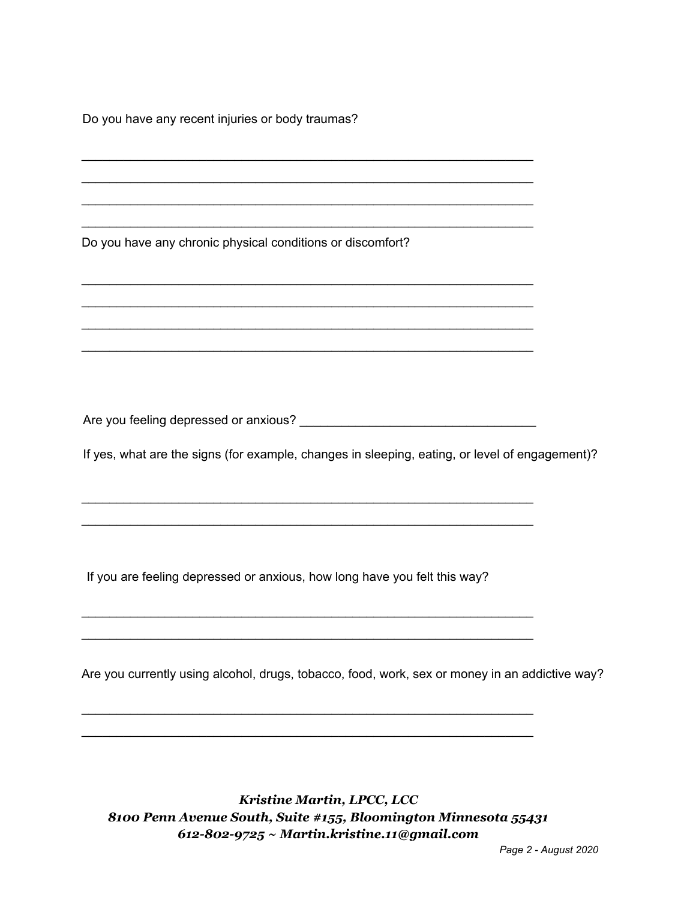Do you have any recent injuries or body traumas?

_______________________________________________________________
_______________________________________________________________
_______________________________________________________________
_______________________________________________________________

Do you have any chronic physical conditions or discomfort?

_______________________________________________________________
_______________________________________________________________
_______________________________________________________________
_______________________________________________________________

Are you feeling depressed or anxious? _________________________________

If yes, what are the signs (for example, changes in sleeping, eating, or level of engagement)?

_______________________________________________________________
_______________________________________________________________

If you are feeling depressed or anxious, how long have you felt this way?

_______________________________________________________________
_______________________________________________________________

Are you currently using alcohol, drugs, tobacco, food, work, sex or money in an addictive way?

_______________________________________________________________
_______________________________________________________________

***Kristine Martin, LPCC, LCC***
***8100 Penn Avenue South, Suite #155, Bloomington Minnesota 55431***
***612-802-9725 ~ Martin.kristine.11@gmail.com***

*Page 2 - August 2020*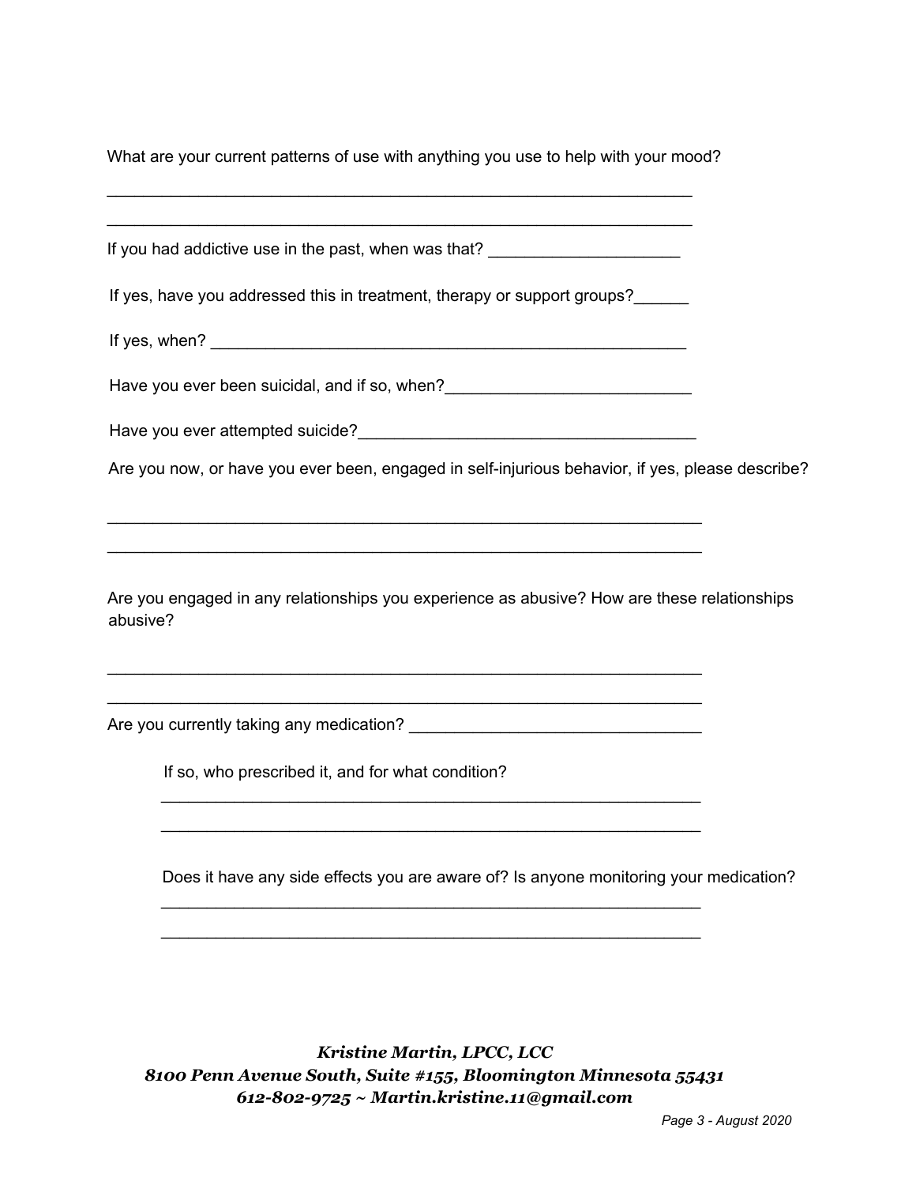What are your current patterns of use with anything you use to help with your mood?

_______________________________________________________________

_______________________________________________________________

If you had addictive use in the past, when was that? ____________________

If yes, have you addressed this in treatment, therapy or support groups?______

If yes, when? ______________________________________________

Have you ever been suicidal, and if so, when?__________________________

Have you ever attempted suicide?___________________________________

Are you now, or have you ever been, engaged in self-injurious behavior, if yes, please describe?

_______________________________________________________________

_______________________________________________________________

Are you engaged in any relationships you experience as abusive? How are these relationships abusive?

_______________________________________________________________

_______________________________________________________________

Are you currently taking any medication? ______________________________

If so, who prescribed it, and for what condition?

_______________________________________________________________

_______________________________________________________________

Does it have any side effects you are aware of? Is anyone monitoring your medication?

_______________________________________________________________

_______________________________________________________________

***Kristine Martin, LPCC, LCC***
***8100 Penn Avenue South, Suite #155, Bloomington Minnesota 55431***
***612-802-9725 ~ Martin.kristine.11@gmail.com***

*August 2020*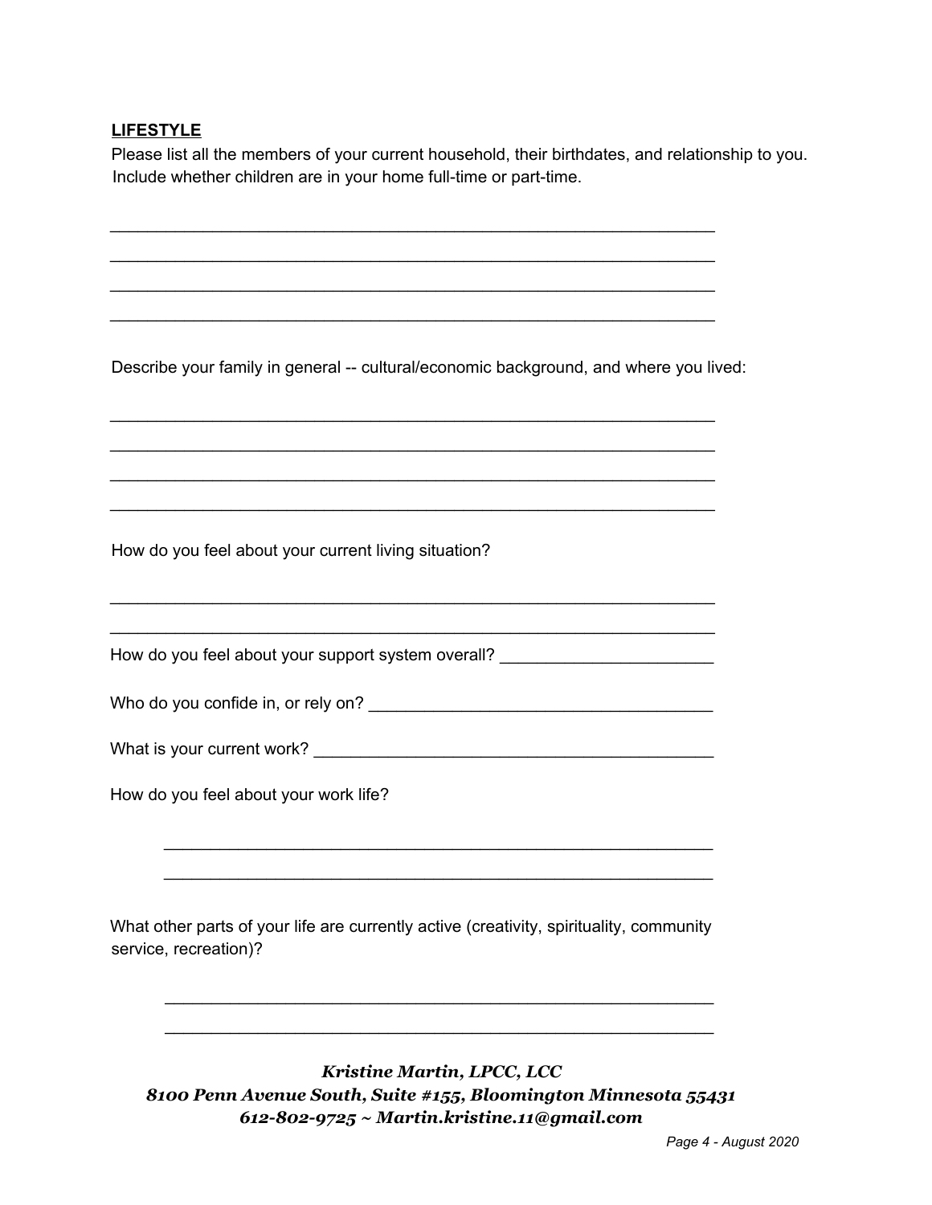## LIFESTYLE

Please list all the members of your current household, their birthdates, and relationship to you. Include whether children are in your home full-time or part-time.

______________________________________________________________

______________________________________________________________

______________________________________________________________

______________________________________________________________

Describe your family in general -- cultural/economic background, and where you lived:

______________________________________________________________

______________________________________________________________

______________________________________________________________

______________________________________________________________

How do you feel about your current living situation?

______________________________________________________________

______________________________________________________________

How do you feel about your support system overall? _______________________

Who do you confide in, or rely on? _____________________________________

What is your current work? ____________________________________________

How do you feel about your work life?

______________________________________________________

______________________________________________________

What other parts of your life are currently active (creativity, spirituality, community service, recreation)?

______________________________________________________

______________________________________________________

***Kristine Martin, LPCC, LCC***
***8100 Penn Avenue South, Suite #155, Bloomington Minnesota 55431***
***612-802-9725 ~ Martin.kristine.11@gmail.com***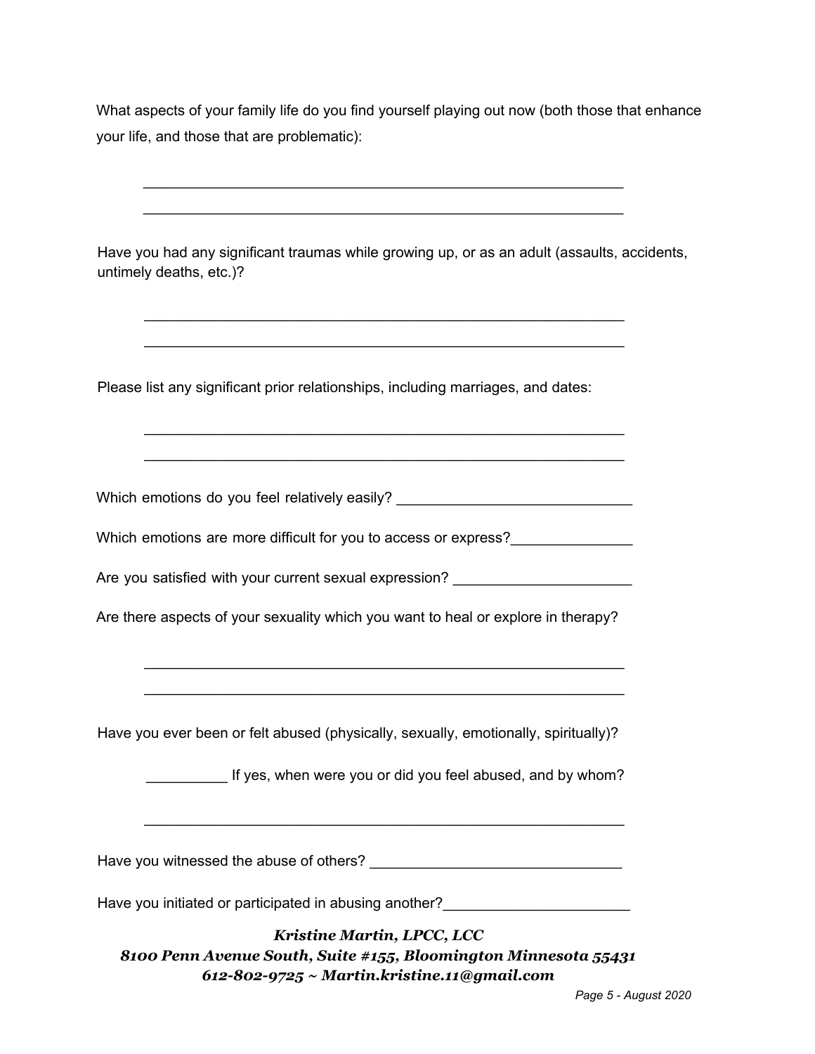What aspects of your family life do you find yourself playing out now (both those that enhance your life, and those that are problematic):

____________________________________________________________

____________________________________________________________

Have you had any significant traumas while growing up, or as an adult (assaults, accidents, untimely deaths, etc.)?

____________________________________________________________

____________________________________________________________

Please list any significant prior relationships, including marriages, and dates:

____________________________________________________________

____________________________________________________________

Which emotions do you feel relatively easily? ____________________________

Which emotions are more difficult for you to access or express?______________

Are you satisfied with your current sexual expression? _____________________

Are there aspects of your sexuality which you want to heal or explore in therapy?

____________________________________________________________

____________________________________________________________

Have you ever been or felt abused (physically, sexually, emotionally, spiritually)?

__________ If yes, when were you or did you feel abused, and by whom?

____________________________________________________________

Have you witnessed the abuse of others? ______________________________

Have you initiated or participated in abusing another?______________________

***Kristine Martin, LPCC, LCC***
***8100 Penn Avenue South, Suite #155, Bloomington Minnesota 55431***
***612-802-9725 ~ Martin.kristine.11@gmail.com***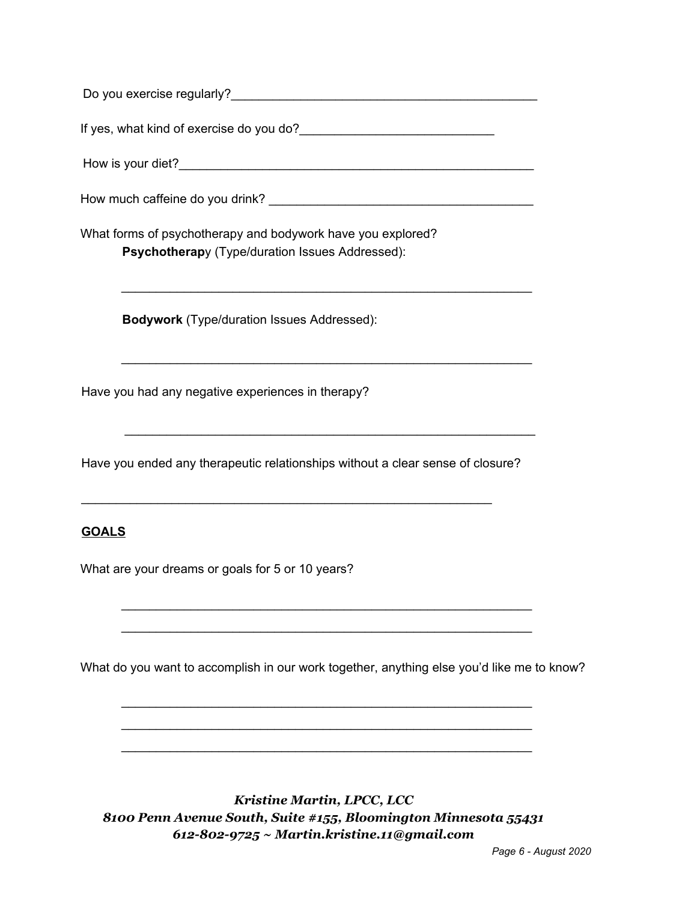Do you exercise regularly?___________________________________________

If yes, what kind of exercise do you do?___________________________

How is your diet?____________________________________________________

How much caffeine do you drink? _____________________________________

What forms of psychotherapy and bodywork have you explored?

**Psychotherap**y (Type/duration Issues Addressed):

____________________________________________________________

**Bodywork** (Type/duration Issues Addressed):

____________________________________________________________

Have you had any negative experiences in therapy?

____________________________________________________________

Have you ended any therapeutic relationships without a clear sense of closure?

____________________________________________________________

**GOALS**

What are your dreams or goals for 5 or 10 years?

____________________________________________________________

____________________________________________________________

What do you want to accomplish in our work together, anything else you'd like me to know?

____________________________________________________________

____________________________________________________________

____________________________________________________________

***Kristine Martin, LPCC, LCC***
***8100 Penn Avenue South, Suite #155, Bloomington Minnesota 55431***
***612-802-9725 ~ Martin.kristine.11@gmail.com***